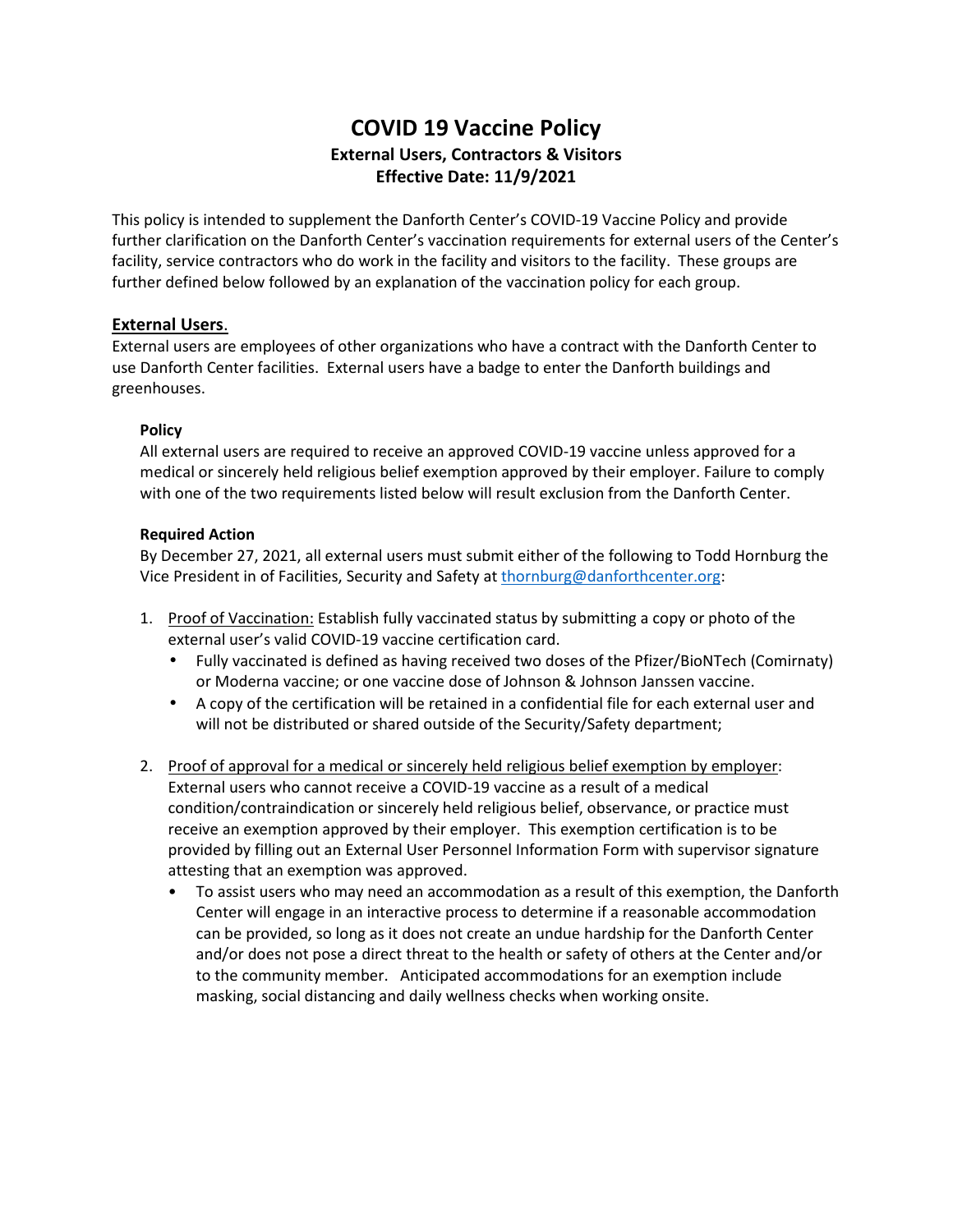# COVID 19 Vaccine Policy

**External Users, Contractors & Visitors**
**Effective Date: 11/9/2021**

This policy is intended to supplement the Danforth Center's COVID-19 Vaccine Policy and provide further clarification on the Danforth Center's vaccination requirements for external users of the Center's facility, service contractors who do work in the facility and visitors to the facility. These groups are further defined below followed by an explanation of the vaccination policy for each group.

## External Users.

External users are employees of other organizations who have a contract with the Danforth Center to use Danforth Center facilities. External users have a badge to enter the Danforth buildings and greenhouses.

### Policy

All external users are required to receive an approved COVID-19 vaccine unless approved for a medical or sincerely held religious belief exemption approved by their employer. Failure to comply with one of the two requirements listed below will result exclusion from the Danforth Center.

### Required Action

By December 27, 2021, all external users must submit either of the following to Todd Hornburg the Vice President in of Facilities, Security and Safety at thornburg@danforthcenter.org:

1. Proof of Vaccination: Establish fully vaccinated status by submitting a copy or photo of the external user's valid COVID-19 vaccine certification card.
   - Fully vaccinated is defined as having received two doses of the Pfizer/BioNTech (Comirnaty) or Moderna vaccine; or one vaccine dose of Johnson & Johnson Janssen vaccine.
   - A copy of the certification will be retained in a confidential file for each external user and will not be distributed or shared outside of the Security/Safety department;

2. Proof of approval for a medical or sincerely held religious belief exemption by employer: External users who cannot receive a COVID-19 vaccine as a result of a medical condition/contraindication or sincerely held religious belief, observance, or practice must receive an exemption approved by their employer. This exemption certification is to be provided by filling out an External User Personnel Information Form with supervisor signature attesting that an exemption was approved.
   - To assist users who may need an accommodation as a result of this exemption, the Danforth Center will engage in an interactive process to determine if a reasonable accommodation can be provided, so long as it does not create an undue hardship for the Danforth Center and/or does not pose a direct threat to the health or safety of others at the Center and/or to the community member. Anticipated accommodations for an exemption include masking, social distancing and daily wellness checks when working onsite.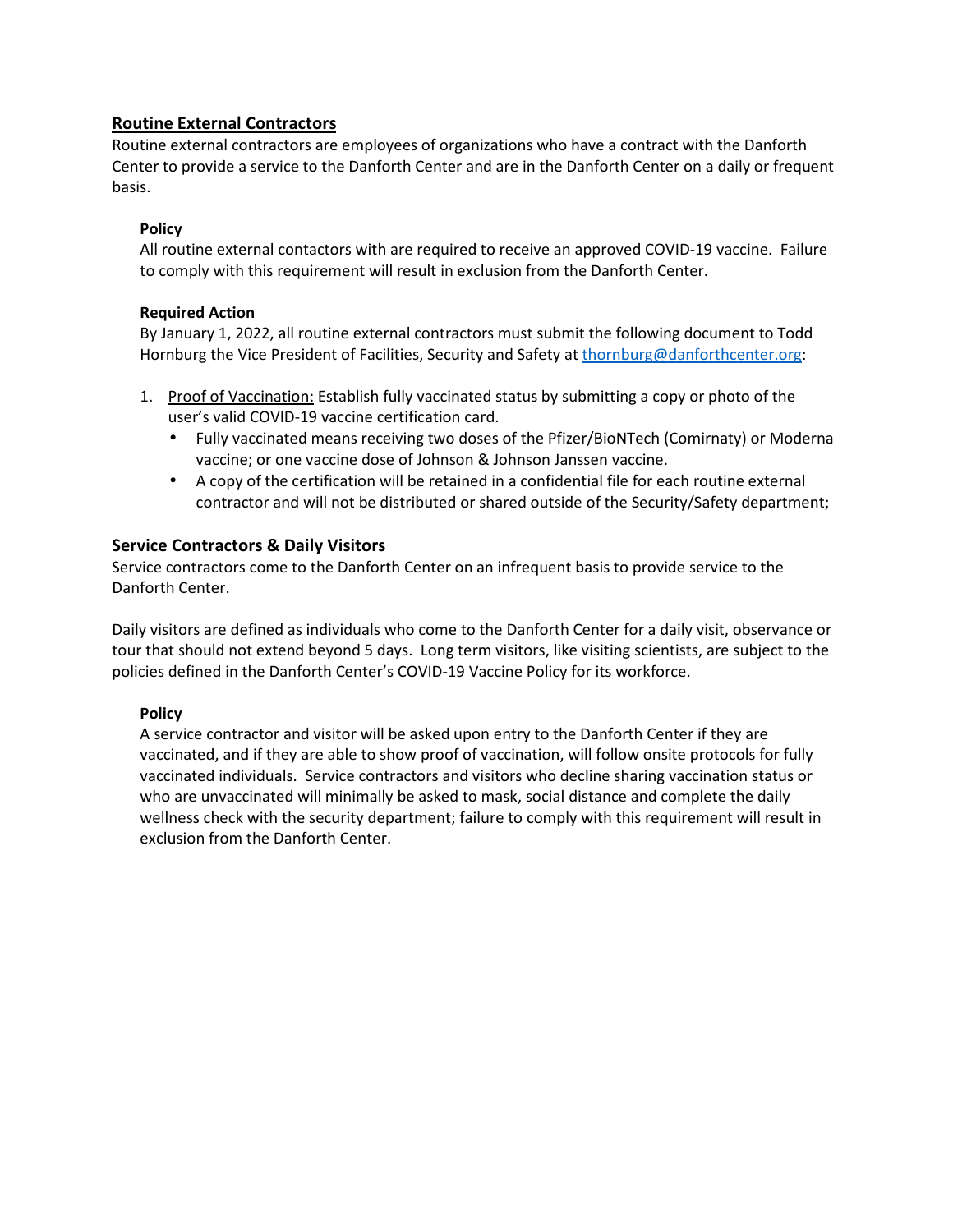## Routine External Contractors

Routine external contractors are employees of organizations who have a contract with the Danforth Center to provide a service to the Danforth Center and are in the Danforth Center on a daily or frequent basis.

**Policy**

All routine external contactors with are required to receive an approved COVID-19 vaccine. Failure to comply with this requirement will result in exclusion from the Danforth Center.

**Required Action**

By January 1, 2022, all routine external contractors must submit the following document to Todd Hornburg the Vice President of Facilities, Security and Safety at [thornburg@danforthcenter.org](mailto:thornburg@danforthcenter.org):

1. Proof of Vaccination: Establish fully vaccinated status by submitting a copy or photo of the user's valid COVID-19 vaccine certification card.
   - Fully vaccinated means receiving two doses of the Pfizer/BioNTech (Comirnaty) or Moderna vaccine; or one vaccine dose of Johnson & Johnson Janssen vaccine.
   - A copy of the certification will be retained in a confidential file for each routine external contractor and will not be distributed or shared outside of the Security/Safety department;

## Service Contractors & Daily Visitors

Service contractors come to the Danforth Center on an infrequent basis to provide service to the Danforth Center.

Daily visitors are defined as individuals who come to the Danforth Center for a daily visit, observance or tour that should not extend beyond 5 days. Long term visitors, like visiting scientists, are subject to the policies defined in the Danforth Center's COVID-19 Vaccine Policy for its workforce.

**Policy**

A service contractor and visitor will be asked upon entry to the Danforth Center if they are vaccinated, and if they are able to show proof of vaccination, will follow onsite protocols for fully vaccinated individuals. Service contractors and visitors who decline sharing vaccination status or who are unvaccinated will minimally be asked to mask, social distance and complete the daily wellness check with the security department; failure to comply with this requirement will result in exclusion from the Danforth Center.